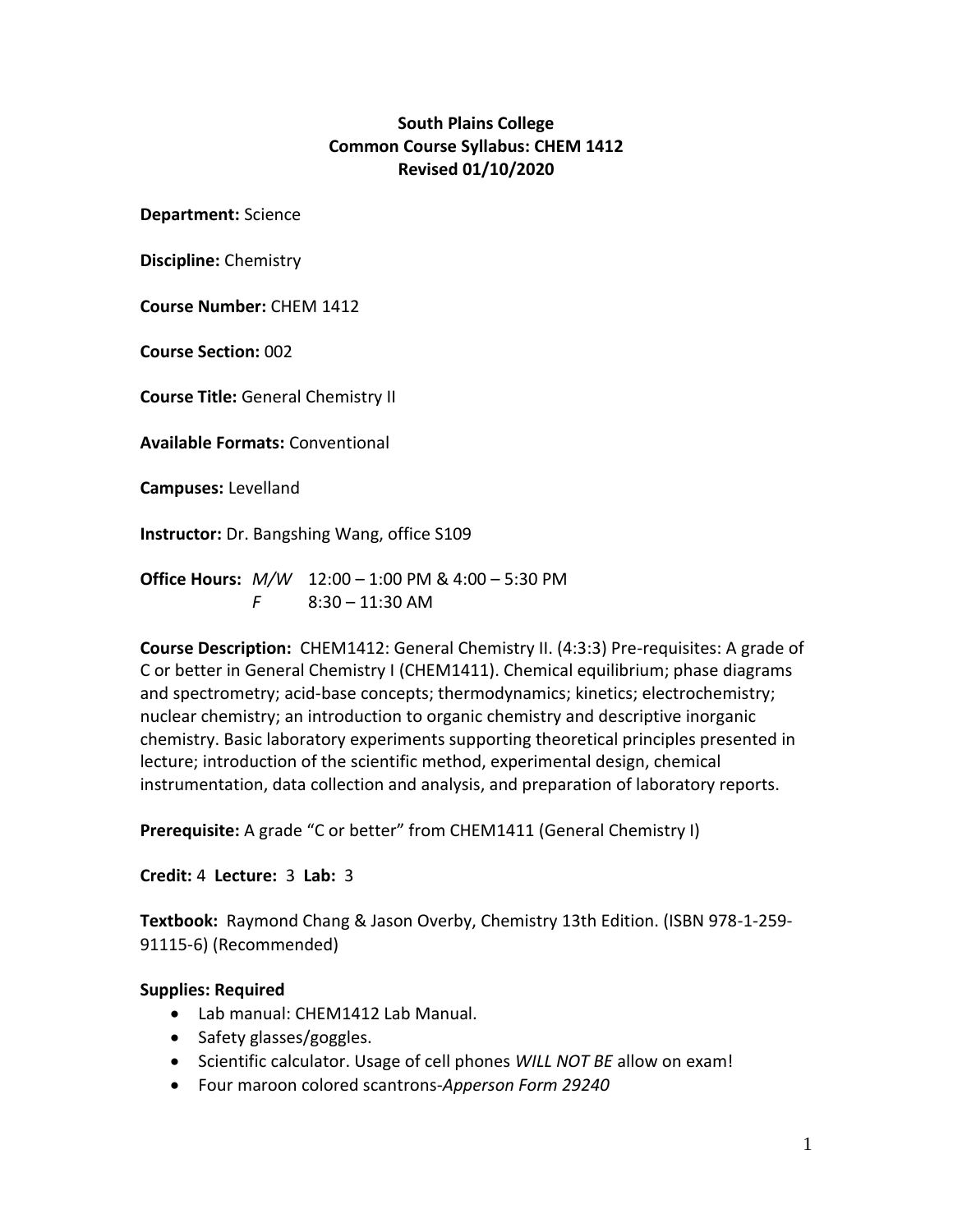# South Plains College
## Common Course Syllabus: CHEM 1412
### Revised 01/10/2020

**Department:** Science

**Discipline:** Chemistry

**Course Number:** CHEM 1412

**Course Section:** 002

**Course Title:** General Chemistry II

**Available Formats:** Conventional

**Campuses:** Levelland

**Instructor:** Dr. Bangshing Wang, office S109

**Office Hours:** *M/W* 12:00 – 1:00 PM & 4:00 – 5:30 PM
*F* 8:30 – 11:30 AM

**Course Description:** CHEM1412: General Chemistry II. (4:3:3) Pre-requisites: A grade of C or better in General Chemistry I (CHEM1411). Chemical equilibrium; phase diagrams and spectrometry; acid-base concepts; thermodynamics; kinetics; electrochemistry; nuclear chemistry; an introduction to organic chemistry and descriptive inorganic chemistry. Basic laboratory experiments supporting theoretical principles presented in lecture; introduction of the scientific method, experimental design, chemical instrumentation, data collection and analysis, and preparation of laboratory reports.

**Prerequisite:** A grade "C or better" from CHEM1411 (General Chemistry I)

**Credit:** 4 **Lecture:** 3 **Lab:** 3

**Textbook:** Raymond Chang & Jason Overby, Chemistry 13th Edition. (ISBN 978-1-259-91115-6) (Recommended)

**Supplies: Required**

- Lab manual: CHEM1412 Lab Manual.
- Safety glasses/goggles.
- Scientific calculator. Usage of cell phones *WILL NOT BE* allow on exam!
- Four maroon colored scantrons-*Apperson Form 29240*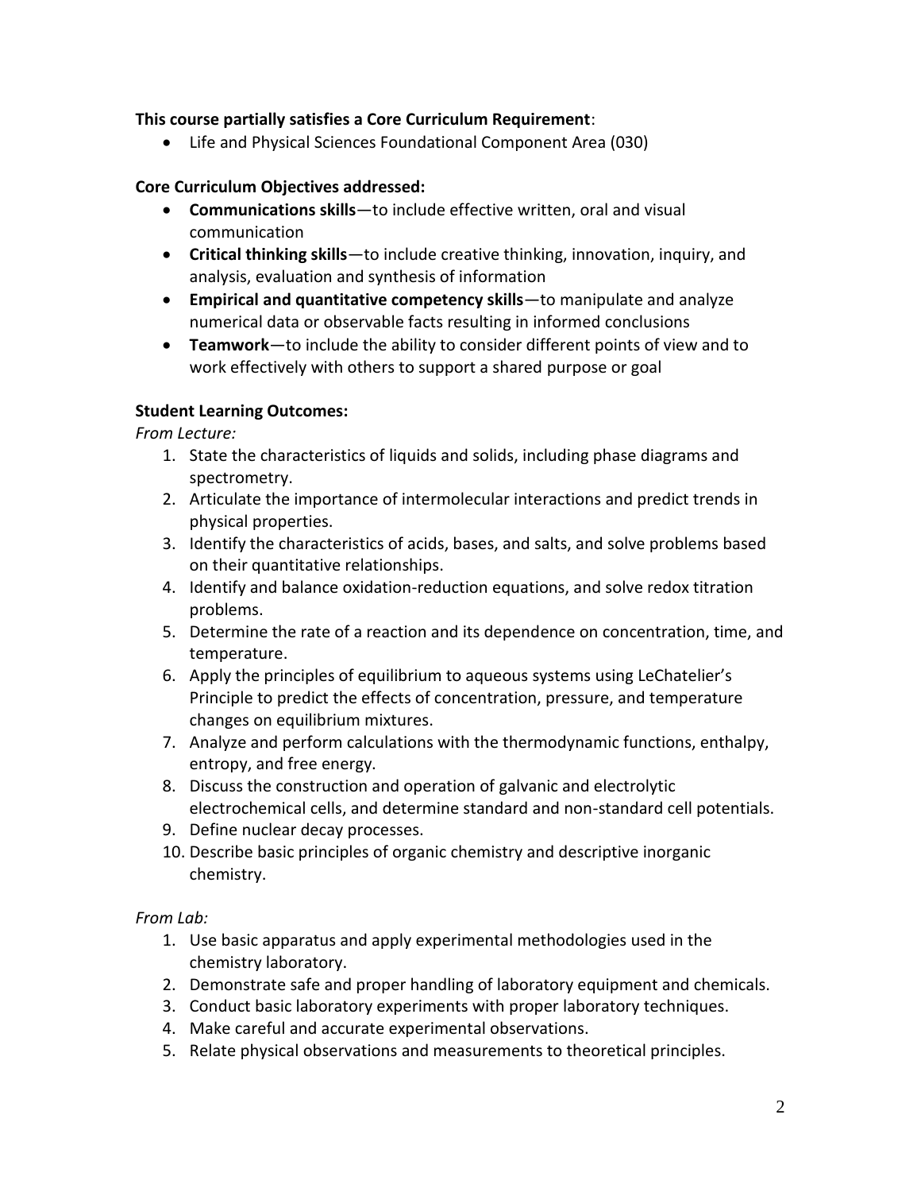**This course partially satisfies a Core Curriculum Requirement**:

- Life and Physical Sciences Foundational Component Area (030)

**Core Curriculum Objectives addressed:**

- **Communications skills**—to include effective written, oral and visual communication
- **Critical thinking skills**—to include creative thinking, innovation, inquiry, and analysis, evaluation and synthesis of information
- **Empirical and quantitative competency skills**—to manipulate and analyze numerical data or observable facts resulting in informed conclusions
- **Teamwork**—to include the ability to consider different points of view and to work effectively with others to support a shared purpose or goal

**Student Learning Outcomes:**

*From Lecture:*

1. State the characteristics of liquids and solids, including phase diagrams and spectrometry.
2. Articulate the importance of intermolecular interactions and predict trends in physical properties.
3. Identify the characteristics of acids, bases, and salts, and solve problems based on their quantitative relationships.
4. Identify and balance oxidation-reduction equations, and solve redox titration problems.
5. Determine the rate of a reaction and its dependence on concentration, time, and temperature.
6. Apply the principles of equilibrium to aqueous systems using LeChatelier's Principle to predict the effects of concentration, pressure, and temperature changes on equilibrium mixtures.
7. Analyze and perform calculations with the thermodynamic functions, enthalpy, entropy, and free energy.
8. Discuss the construction and operation of galvanic and electrolytic electrochemical cells, and determine standard and non-standard cell potentials.
9. Define nuclear decay processes.
10. Describe basic principles of organic chemistry and descriptive inorganic chemistry.

*From Lab:*

1. Use basic apparatus and apply experimental methodologies used in the chemistry laboratory.
2. Demonstrate safe and proper handling of laboratory equipment and chemicals.
3. Conduct basic laboratory experiments with proper laboratory techniques.
4. Make careful and accurate experimental observations.
5. Relate physical observations and measurements to theoretical principles.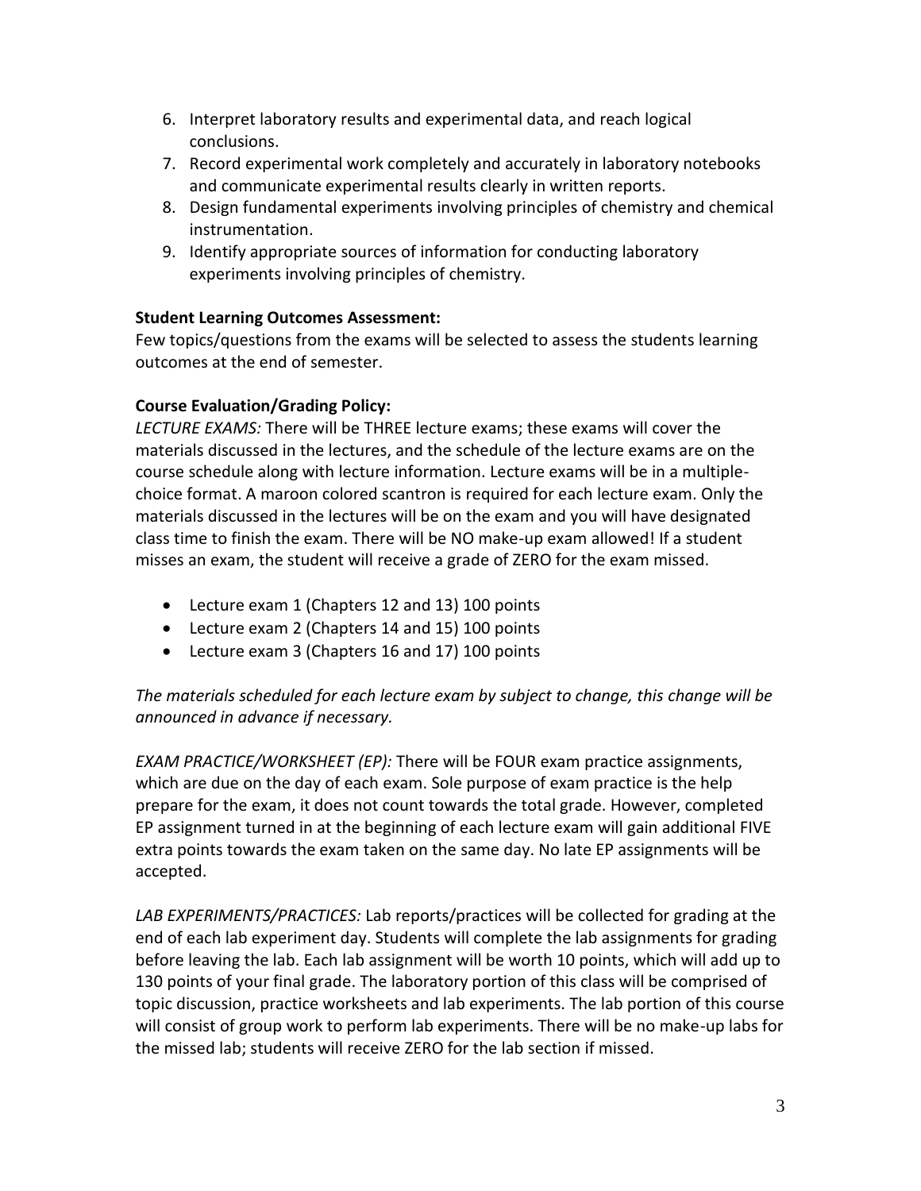6. Interpret laboratory results and experimental data, and reach logical conclusions.
7. Record experimental work completely and accurately in laboratory notebooks and communicate experimental results clearly in written reports.
8. Design fundamental experiments involving principles of chemistry and chemical instrumentation.
9. Identify appropriate sources of information for conducting laboratory experiments involving principles of chemistry.

**Student Learning Outcomes Assessment:**
Few topics/questions from the exams will be selected to assess the students learning outcomes at the end of semester.

**Course Evaluation/Grading Policy:**
*LECTURE EXAMS:* There will be THREE lecture exams; these exams will cover the materials discussed in the lectures, and the schedule of the lecture exams are on the course schedule along with lecture information. Lecture exams will be in a multiple-choice format. A maroon colored scantron is required for each lecture exam. Only the materials discussed in the lectures will be on the exam and you will have designated class time to finish the exam. There will be NO make-up exam allowed! If a student misses an exam, the student will receive a grade of ZERO for the exam missed.

- Lecture exam 1 (Chapters 12 and 13) 100 points
- Lecture exam 2 (Chapters 14 and 15) 100 points
- Lecture exam 3 (Chapters 16 and 17) 100 points

*The materials scheduled for each lecture exam by subject to change, this change will be announced in advance if necessary.*

*EXAM PRACTICE/WORKSHEET (EP):* There will be FOUR exam practice assignments, which are due on the day of each exam. Sole purpose of exam practice is the help prepare for the exam, it does not count towards the total grade. However, completed EP assignment turned in at the beginning of each lecture exam will gain additional FIVE extra points towards the exam taken on the same day. No late EP assignments will be accepted.

*LAB EXPERIMENTS/PRACTICES:* Lab reports/practices will be collected for grading at the end of each lab experiment day. Students will complete the lab assignments for grading before leaving the lab. Each lab assignment will be worth 10 points, which will add up to 130 points of your final grade. The laboratory portion of this class will be comprised of topic discussion, practice worksheets and lab experiments. The lab portion of this course will consist of group work to perform lab experiments. There will be no make-up labs for the missed lab; students will receive ZERO for the lab section if missed.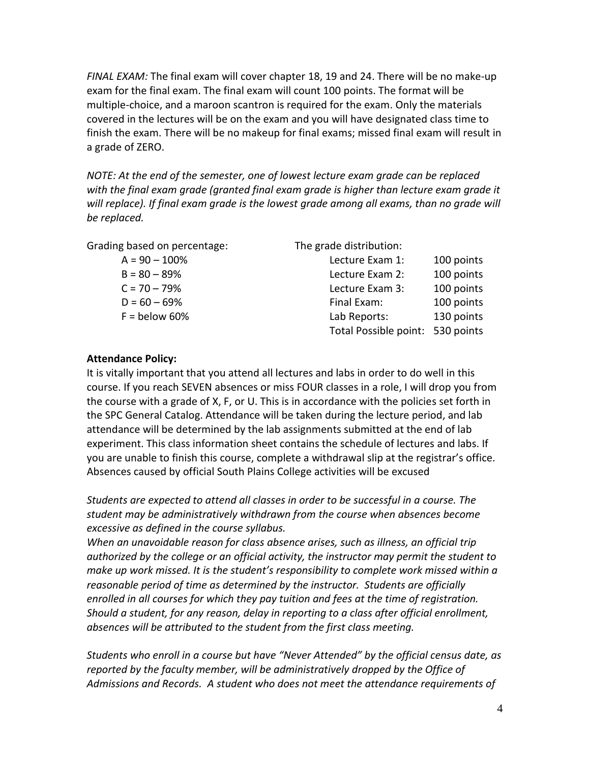*FINAL EXAM:* The final exam will cover chapter 18, 19 and 24. There will be no make-up exam for the final exam. The final exam will count 100 points. The format will be multiple-choice, and a maroon scantron is required for the exam. Only the materials covered in the lectures will be on the exam and you will have designated class time to finish the exam. There will be no makeup for final exams; missed final exam will result in a grade of ZERO.

*NOTE: At the end of the semester, one of lowest lecture exam grade can be replaced with the final exam grade (granted final exam grade is higher than lecture exam grade it will replace). If final exam grade is the lowest grade among all exams, than no grade will be replaced.*

Grading based on percentage:

- A = 90 – 100%
- B = 80 – 89%
- C = 70 – 79%
- D = 60 – 69%
- F = below 60%

The grade distribution:

| Item | Points |
|---|---|
| Lecture Exam 1: | 100 points |
| Lecture Exam 2: | 100 points |
| Lecture Exam 3: | 100 points |
| Final Exam: | 100 points |
| Lab Reports: | 130 points |
| Total Possible point: | 530 points |

**Attendance Policy:**

It is vitally important that you attend all lectures and labs in order to do well in this course. If you reach SEVEN absences or miss FOUR classes in a role, I will drop you from the course with a grade of X, F, or U. This is in accordance with the policies set forth in the SPC General Catalog. Attendance will be taken during the lecture period, and lab attendance will be determined by the lab assignments submitted at the end of lab experiment. This class information sheet contains the schedule of lectures and labs. If you are unable to finish this course, complete a withdrawal slip at the registrar's office. Absences caused by official South Plains College activities will be excused

*Students are expected to attend all classes in order to be successful in a course. The student may be administratively withdrawn from the course when absences become excessive as defined in the course syllabus.*

*When an unavoidable reason for class absence arises, such as illness, an official trip authorized by the college or an official activity, the instructor may permit the student to make up work missed. It is the student's responsibility to complete work missed within a reasonable period of time as determined by the instructor. Students are officially enrolled in all courses for which they pay tuition and fees at the time of registration. Should a student, for any reason, delay in reporting to a class after official enrollment, absences will be attributed to the student from the first class meeting.*

*Students who enroll in a course but have "Never Attended" by the official census date, as reported by the faculty member, will be administratively dropped by the Office of Admissions and Records. A student who does not meet the attendance requirements of*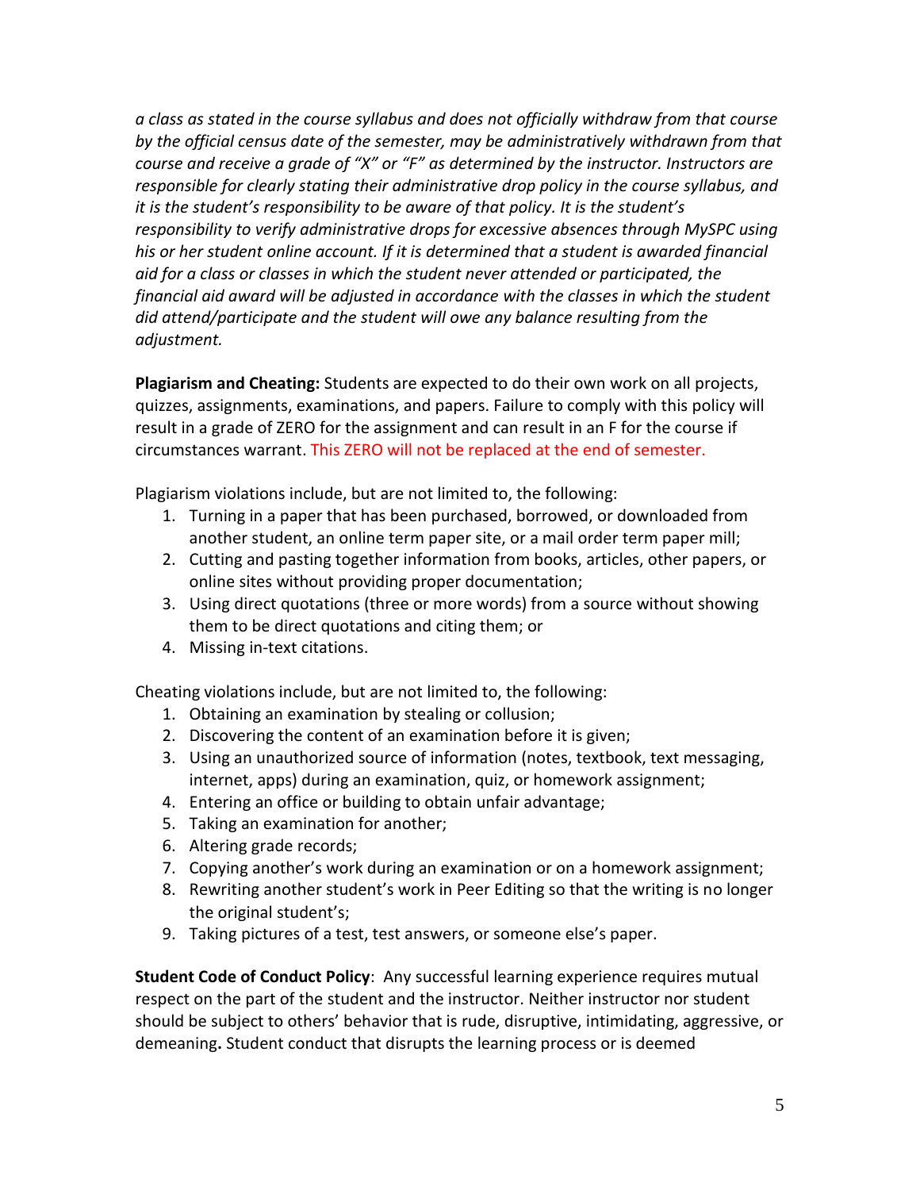*a class as stated in the course syllabus and does not officially withdraw from that course by the official census date of the semester, may be administratively withdrawn from that course and receive a grade of "X" or "F" as determined by the instructor. Instructors are responsible for clearly stating their administrative drop policy in the course syllabus, and it is the student's responsibility to be aware of that policy. It is the student's responsibility to verify administrative drops for excessive absences through MySPC using his or her student online account. If it is determined that a student is awarded financial aid for a class or classes in which the student never attended or participated, the financial aid award will be adjusted in accordance with the classes in which the student did attend/participate and the student will owe any balance resulting from the adjustment.*

**Plagiarism and Cheating:** Students are expected to do their own work on all projects, quizzes, assignments, examinations, and papers. Failure to comply with this policy will result in a grade of ZERO for the assignment and can result in an F for the course if circumstances warrant. This ZERO will not be replaced at the end of semester.

Plagiarism violations include, but are not limited to, the following:

1. Turning in a paper that has been purchased, borrowed, or downloaded from another student, an online term paper site, or a mail order term paper mill;
2. Cutting and pasting together information from books, articles, other papers, or online sites without providing proper documentation;
3. Using direct quotations (three or more words) from a source without showing them to be direct quotations and citing them; or
4. Missing in-text citations.

Cheating violations include, but are not limited to, the following:

1. Obtaining an examination by stealing or collusion;
2. Discovering the content of an examination before it is given;
3. Using an unauthorized source of information (notes, textbook, text messaging, internet, apps) during an examination, quiz, or homework assignment;
4. Entering an office or building to obtain unfair advantage;
5. Taking an examination for another;
6. Altering grade records;
7. Copying another's work during an examination or on a homework assignment;
8. Rewriting another student's work in Peer Editing so that the writing is no longer the original student's;
9. Taking pictures of a test, test answers, or someone else's paper.

**Student Code of Conduct Policy**: Any successful learning experience requires mutual respect on the part of the student and the instructor. Neither instructor nor student should be subject to others' behavior that is rude, disruptive, intimidating, aggressive, or demeaning**.** Student conduct that disrupts the learning process or is deemed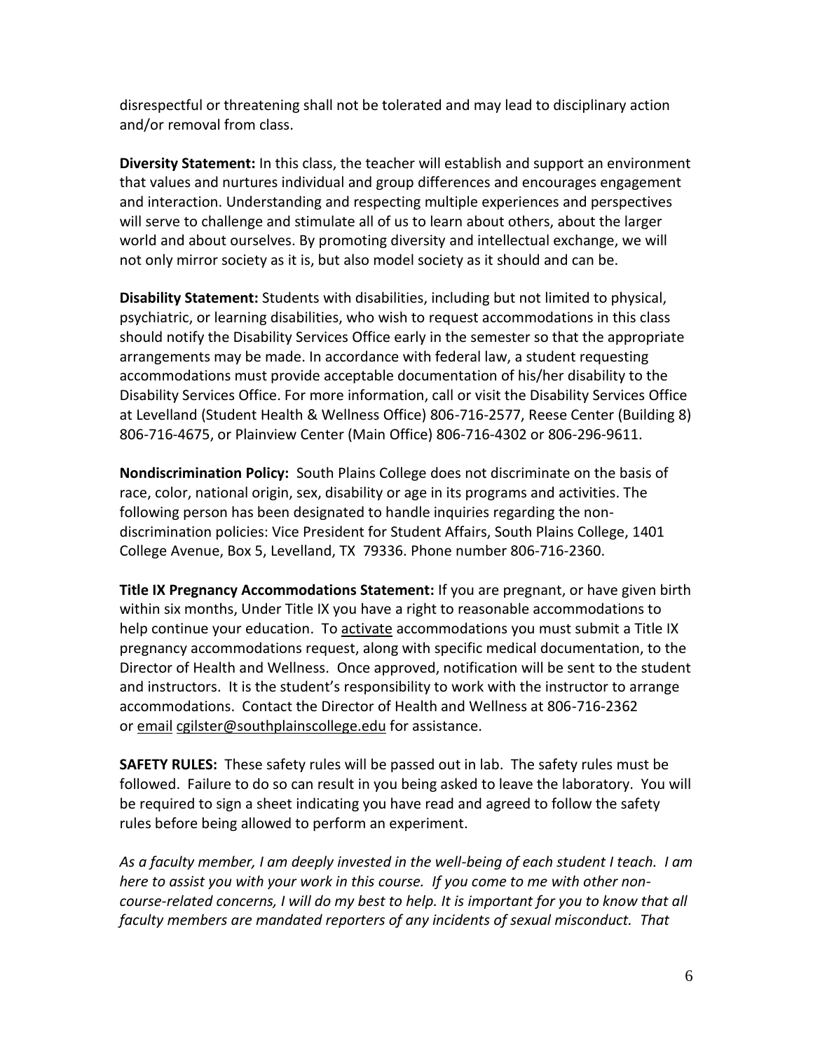disrespectful or threatening shall not be tolerated and may lead to disciplinary action and/or removal from class.

**Diversity Statement:** In this class, the teacher will establish and support an environment that values and nurtures individual and group differences and encourages engagement and interaction. Understanding and respecting multiple experiences and perspectives will serve to challenge and stimulate all of us to learn about others, about the larger world and about ourselves. By promoting diversity and intellectual exchange, we will not only mirror society as it is, but also model society as it should and can be.

**Disability Statement:** Students with disabilities, including but not limited to physical, psychiatric, or learning disabilities, who wish to request accommodations in this class should notify the Disability Services Office early in the semester so that the appropriate arrangements may be made. In accordance with federal law, a student requesting accommodations must provide acceptable documentation of his/her disability to the Disability Services Office. For more information, call or visit the Disability Services Office at Levelland (Student Health & Wellness Office) 806-716-2577, Reese Center (Building 8) 806-716-4675, or Plainview Center (Main Office) 806-716-4302 or 806-296-9611.

**Nondiscrimination Policy:** South Plains College does not discriminate on the basis of race, color, national origin, sex, disability or age in its programs and activities. The following person has been designated to handle inquiries regarding the non-discrimination policies: Vice President for Student Affairs, South Plains College, 1401 College Avenue, Box 5, Levelland, TX 79336. Phone number 806-716-2360.

**Title IX Pregnancy Accommodations Statement:** If you are pregnant, or have given birth within six months, Under Title IX you have a right to reasonable accommodations to help continue your education. To activate accommodations you must submit a Title IX pregnancy accommodations request, along with specific medical documentation, to the Director of Health and Wellness. Once approved, notification will be sent to the student and instructors. It is the student's responsibility to work with the instructor to arrange accommodations. Contact the Director of Health and Wellness at 806-716-2362 or email cgilster@southplainscollege.edu for assistance.

**SAFETY RULES:** These safety rules will be passed out in lab. The safety rules must be followed. Failure to do so can result in you being asked to leave the laboratory. You will be required to sign a sheet indicating you have read and agreed to follow the safety rules before being allowed to perform an experiment.

*As a faculty member, I am deeply invested in the well-being of each student I teach. I am here to assist you with your work in this course. If you come to me with other non-course-related concerns, I will do my best to help. It is important for you to know that all faculty members are mandated reporters of any incidents of sexual misconduct. That*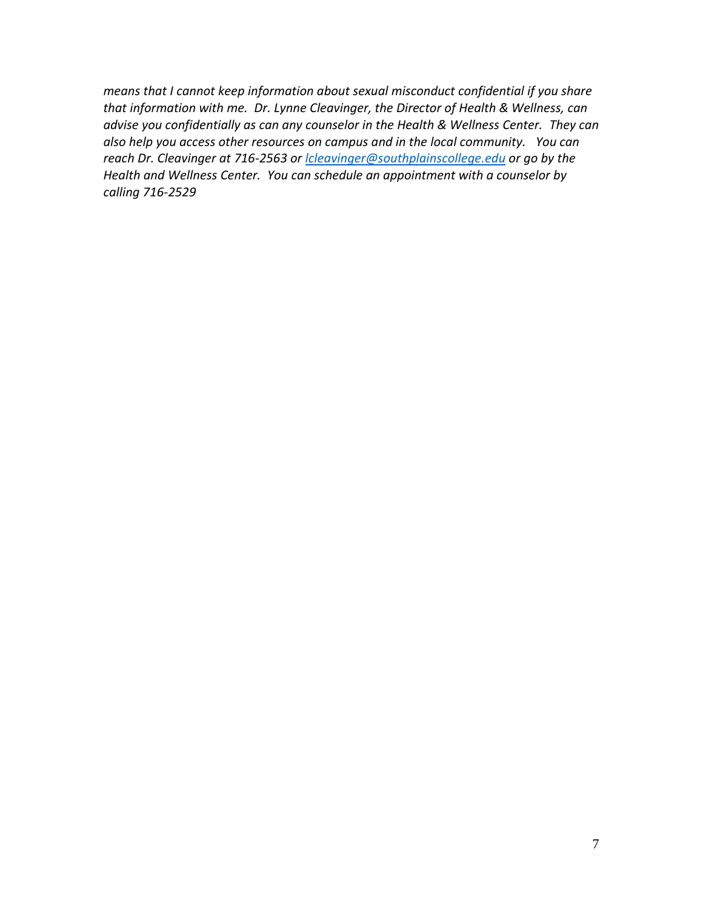*means that I cannot keep information about sexual misconduct confidential if you share that information with me. Dr. Lynne Cleavinger, the Director of Health & Wellness, can advise you confidentially as can any counselor in the Health & Wellness Center. They can also help you access other resources on campus and in the local community. You can reach Dr. Cleavinger at 716-2563 or [lcleavinger@southplainscollege.edu](mailto:lcleavinger@southplainscollege.edu) or go by the Health and Wellness Center. You can schedule an appointment with a counselor by calling 716-2529*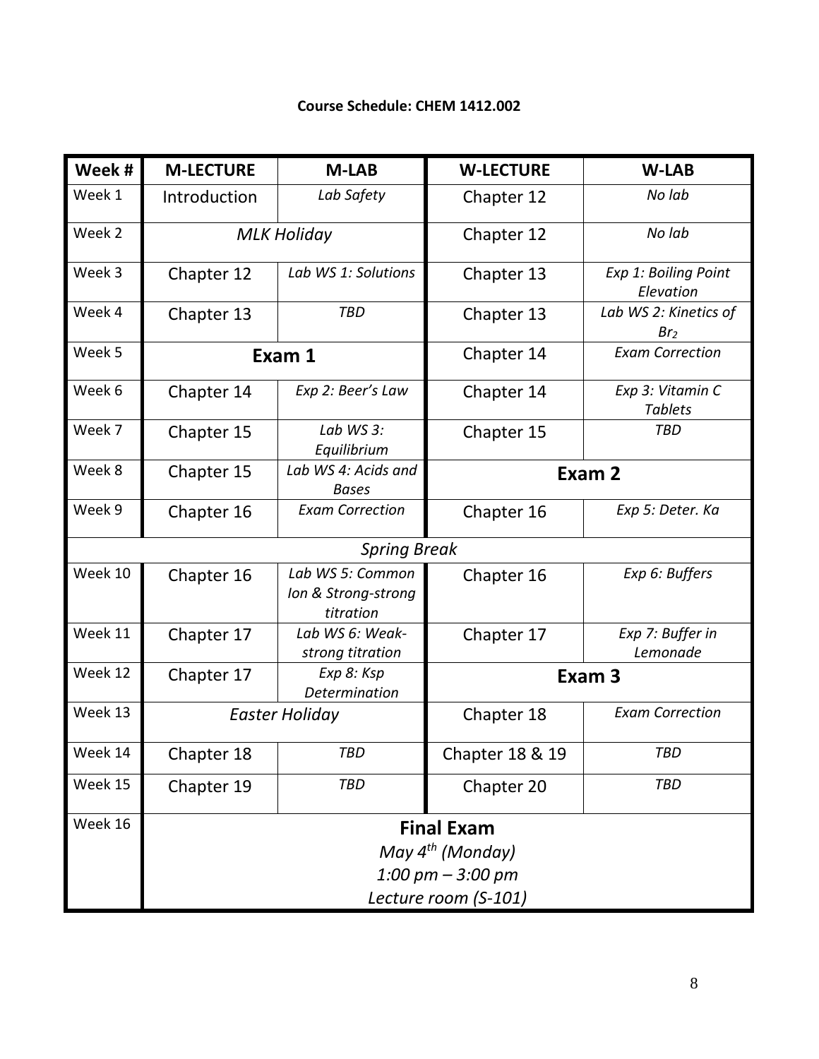**Course Schedule: CHEM 1412.002**

| Week # | M-LECTURE | M-LAB | W-LECTURE | W-LAB |
|---|---|---|---|---|
| Week 1 | Introduction | *Lab Safety* | Chapter 12 | *No lab* |
| Week 2 | *MLK Holiday* | | Chapter 12 | *No lab* |
| Week 3 | Chapter 12 | *Lab WS 1: Solutions* | Chapter 13 | *Exp 1: Boiling Point Elevation* |
| Week 4 | Chapter 13 | *TBD* | Chapter 13 | *Lab WS 2: Kinetics of $Br_2$* |
| Week 5 | **Exam 1** | | Chapter 14 | *Exam Correction* |
| Week 6 | Chapter 14 | *Exp 2: Beer's Law* | Chapter 14 | *Exp 3: Vitamin C Tablets* |
| Week 7 | Chapter 15 | *Lab WS 3: Equilibrium* | Chapter 15 | *TBD* |
| Week 8 | Chapter 15 | *Lab WS 4: Acids and Bases* | **Exam 2** | |
| Week 9 | Chapter 16 | *Exam Correction* | Chapter 16 | *Exp 5: Deter. Ka* |
| *Spring Break* | | | | |
| Week 10 | Chapter 16 | *Lab WS 5: Common Ion & Strong-strong titration* | Chapter 16 | *Exp 6: Buffers* |
| Week 11 | Chapter 17 | *Lab WS 6: Weak-strong titration* | Chapter 17 | *Exp 7: Buffer in Lemonade* |
| Week 12 | Chapter 17 | *Exp 8: Ksp Determination* | **Exam 3** | |
| Week 13 | *Easter Holiday* | | Chapter 18 | *Exam Correction* |
| Week 14 | Chapter 18 | *TBD* | Chapter 18 & 19 | *TBD* |
| Week 15 | Chapter 19 | *TBD* | Chapter 20 | *TBD* |
| Week 16 | **Final Exam** *May 4th (Monday)* *1:00 pm – 3:00 pm* *Lecture room (S-101)* | | | |